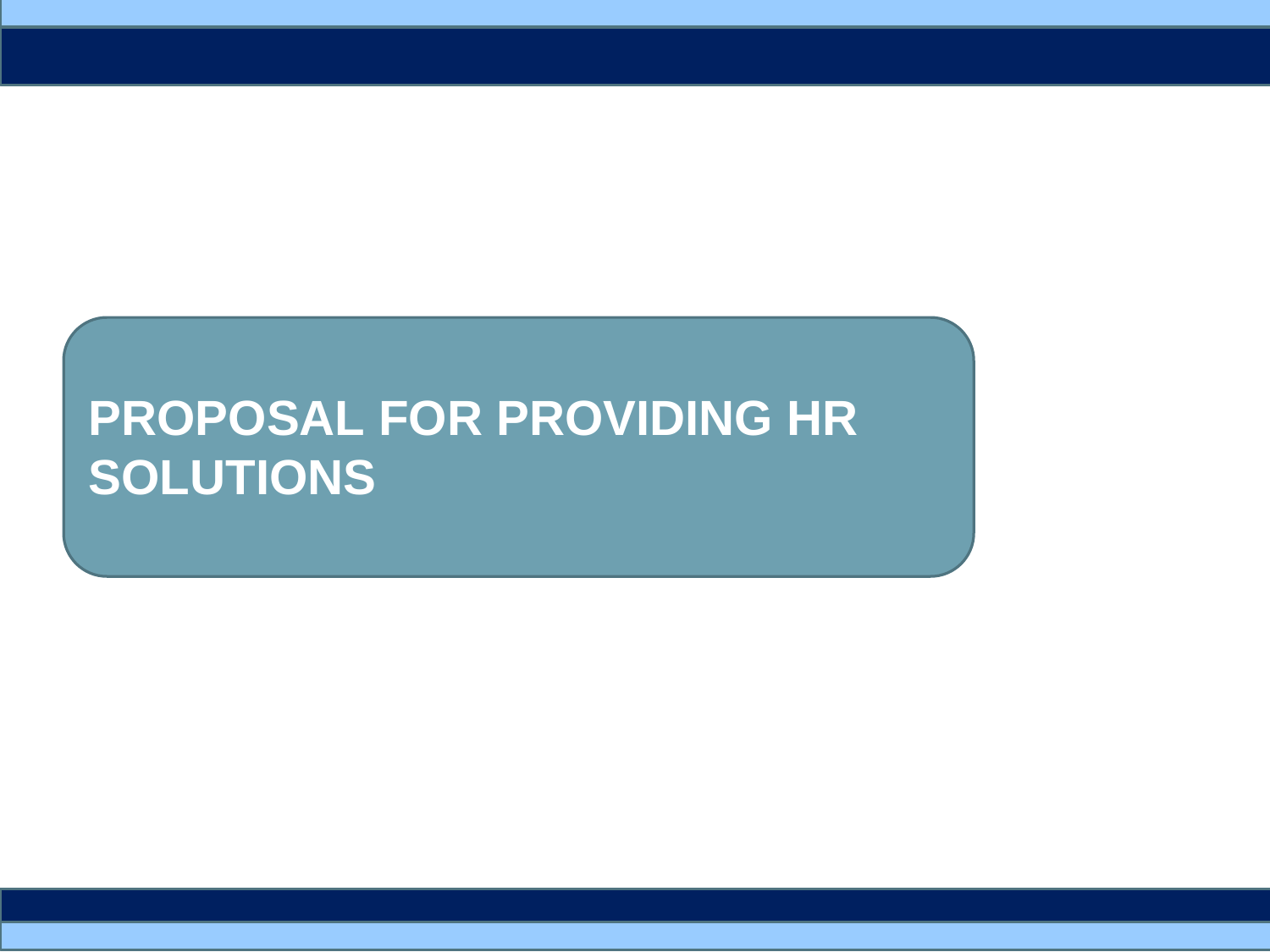# PROPOSAL FOR PROVIDING HR SOLUTIONS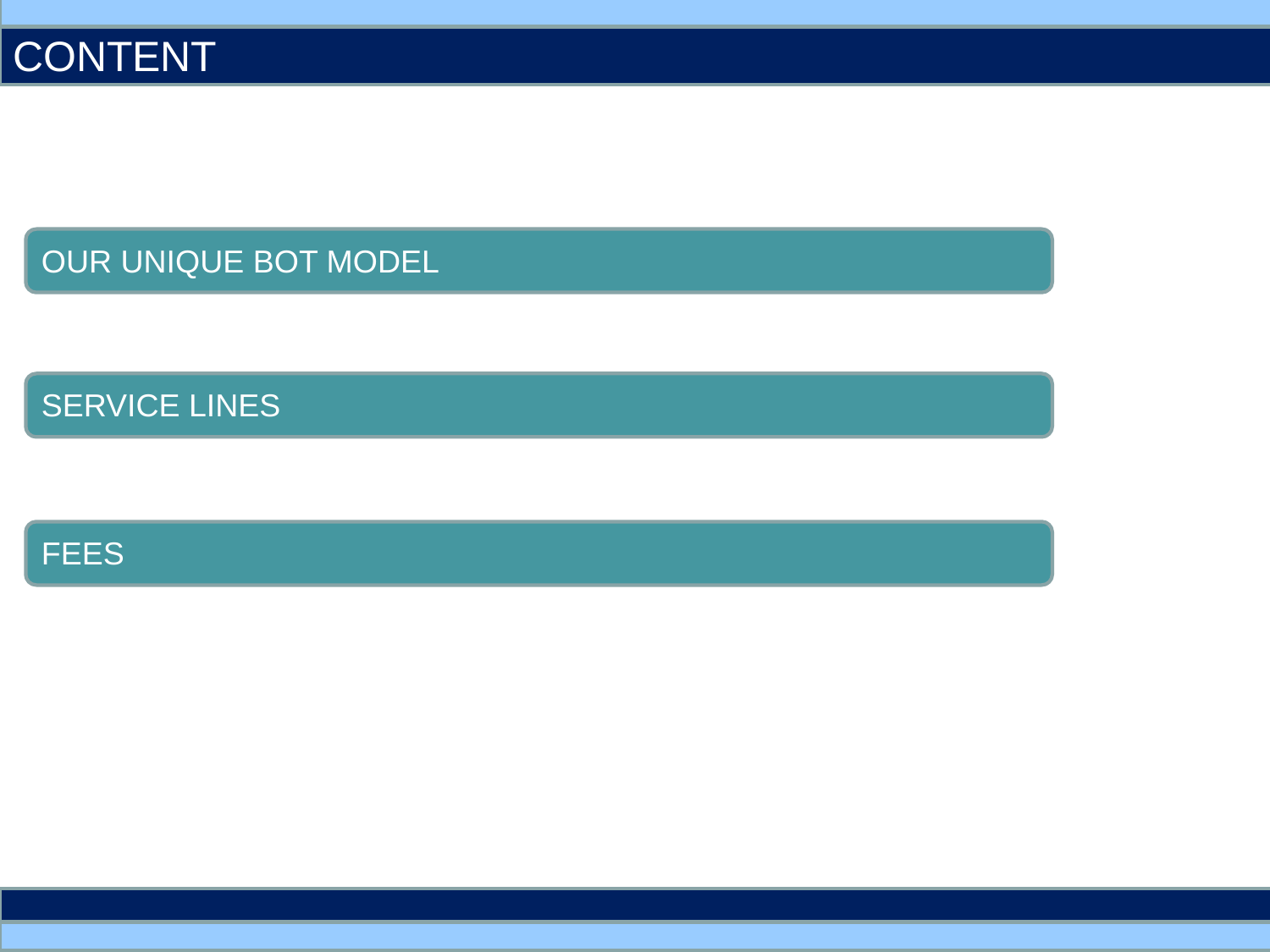# CONTENT

- OUR UNIQUE BOT MODEL
- SERVICE LINES
- FEES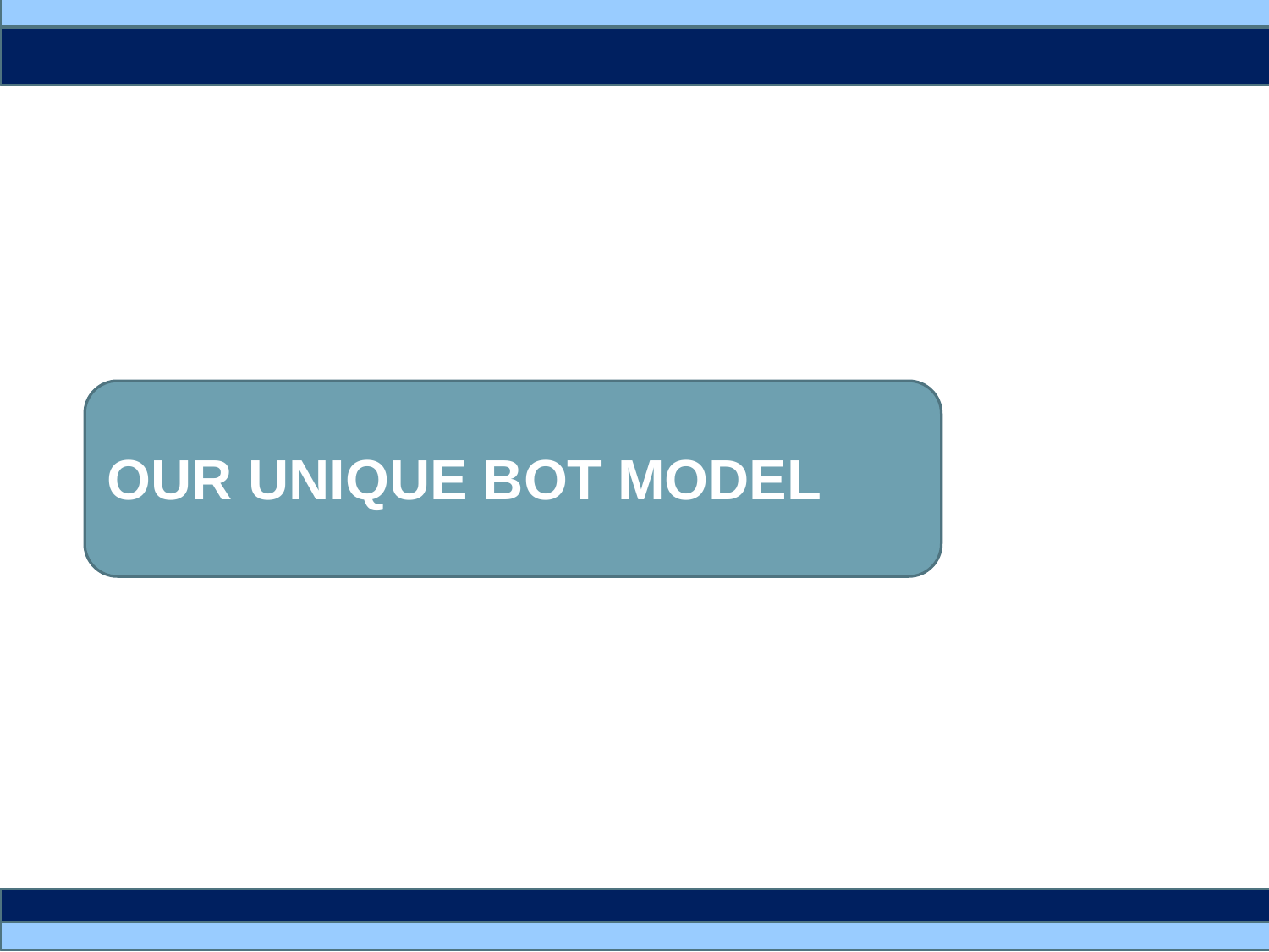# OUR UNIQUE BOT MODEL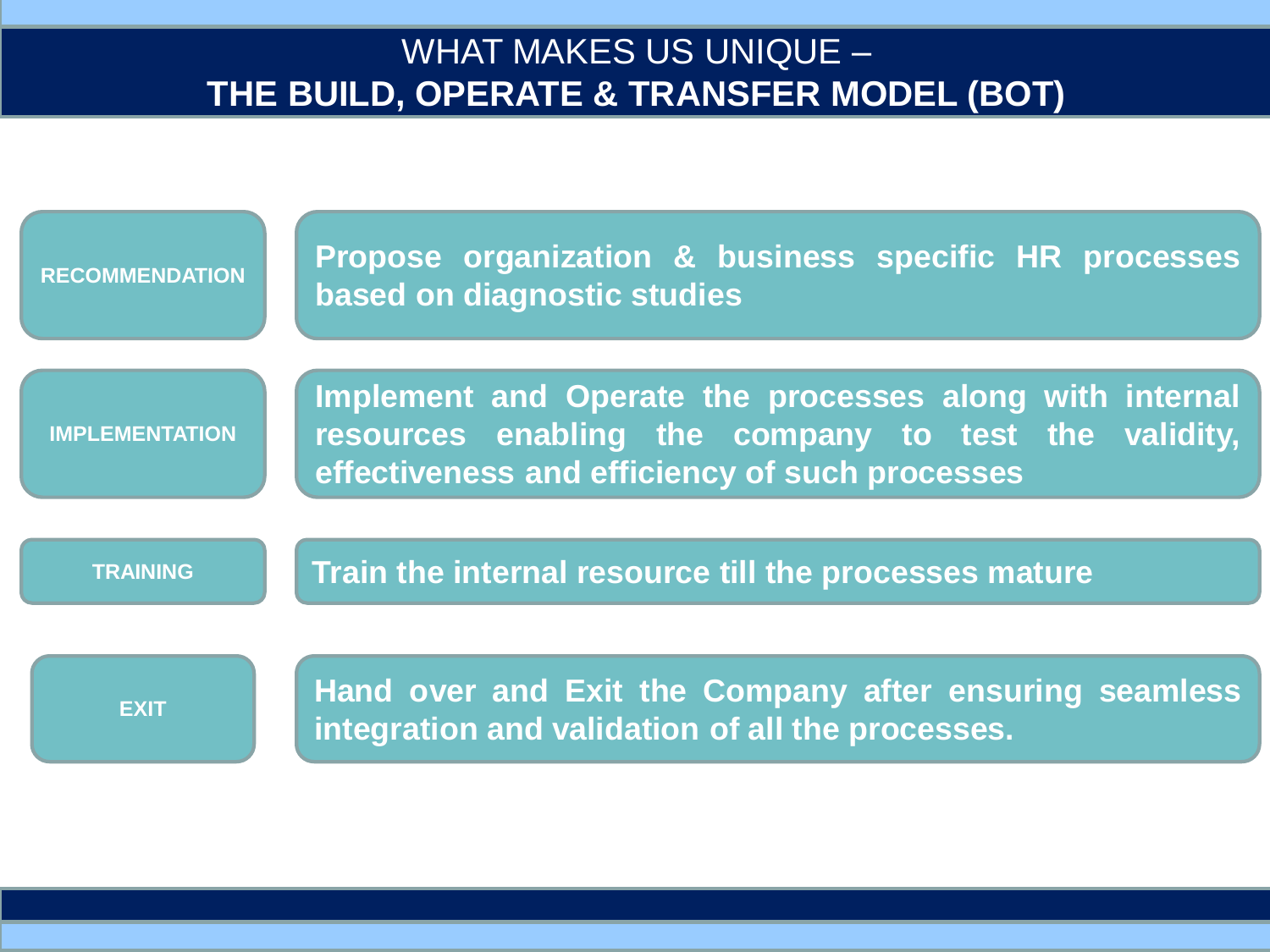# WHAT MAKES US UNIQUE –
# THE BUILD, OPERATE & TRANSFER MODEL (BOT)

| | |
|---|---|
| **RECOMMENDATION** | **Propose organization & business specific HR processes based on diagnostic studies** |
| **IMPLEMENTATION** | **Implement and Operate the processes along with internal resources enabling the company to test the validity, effectiveness and efficiency of such processes** |
| **TRAINING** | **Train the internal resource till the processes mature** |
| **EXIT** | **Hand over and Exit the Company after ensuring seamless integration and validation of all the processes.** |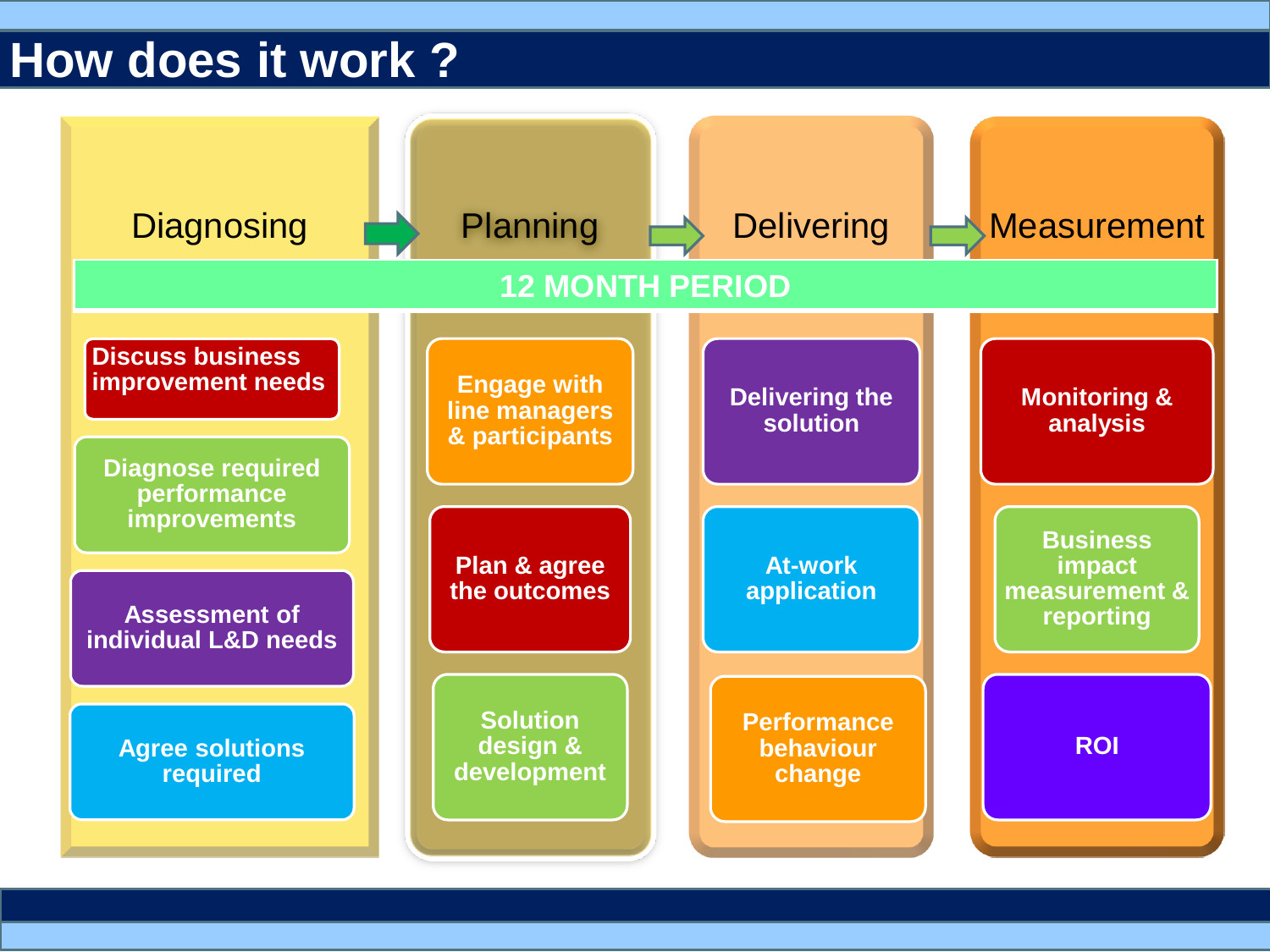# How does it work ?

**12 MONTH PERIOD**

| Diagnosing | Planning | Delivering | Measurement |
| --- | --- | --- | --- |
| Discuss business improvement needs | Engage with line managers & participants | Delivering the solution | Monitoring & analysis |
| Diagnose required performance improvements | Plan & agree the outcomes | At-work application | Business impact measurement & reporting |
| Assessment of individual L&D needs | Solution design & development | Performance behaviour change | ROI |
| Agree solutions required | | | |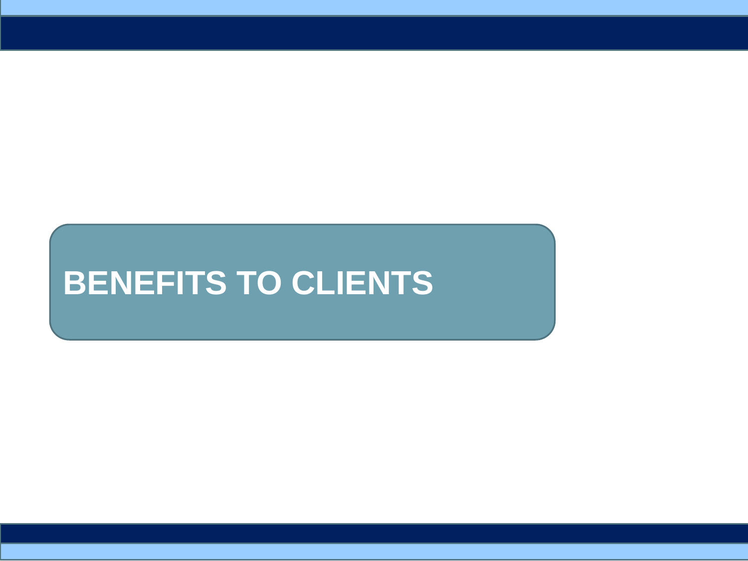# BENEFITS TO CLIENTS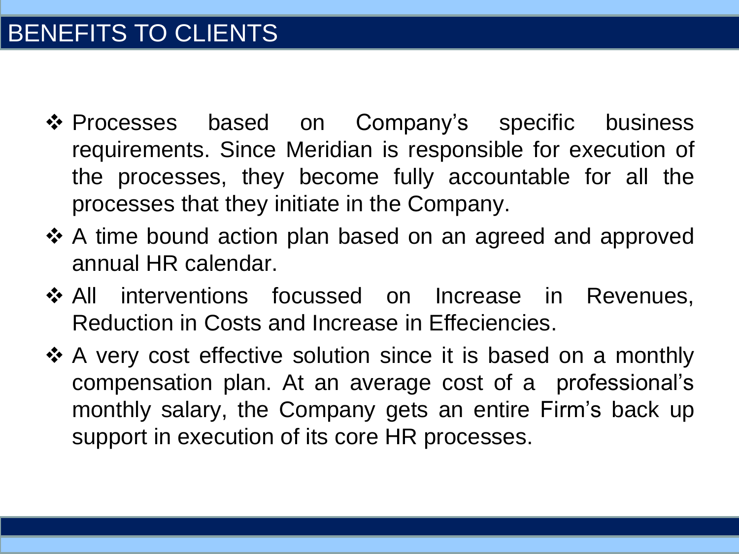# BENEFITS TO CLIENTS

- Processes based on Company's specific business requirements. Since Meridian is responsible for execution of the processes, they become fully accountable for all the processes that they initiate in the Company.
- A time bound action plan based on an agreed and approved annual HR calendar.
- All interventions focussed on Increase in Revenues, Reduction in Costs and Increase in Effeciencies.
- A very cost effective solution since it is based on a monthly compensation plan. At an average cost of a professional's monthly salary, the Company gets an entire Firm's back up support in execution of its core HR processes.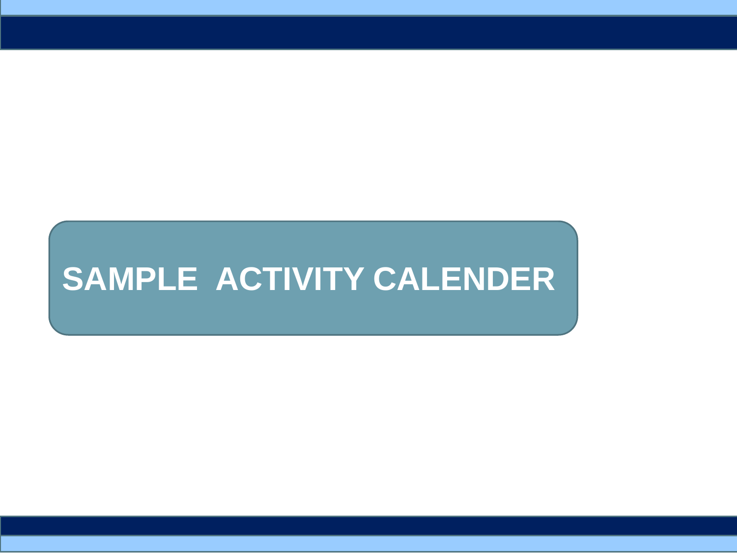# SAMPLE  ACTIVITY CALENDER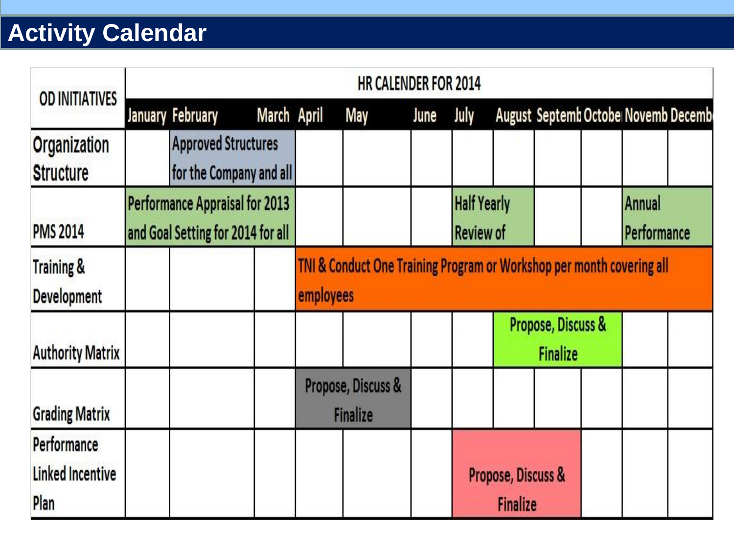# Activity Calendar

| OD INITIATIVES | HR CALENDER FOR 2014 | | | | | | | | | | | |
|---|---|---|---|---|---|---|---|---|---|---|---|---|
| | January | February | March | April | May | June | July | August | Septemb | Octobe | Novemb | Decemb |
| Organization Structure | | Approved Structures for the Company and all | | | | | | | | | | |
| PMS 2014 | Performance Appraisal for 2013 and Goal Setting for 2014 for all | | | | | | Half Yearly Review of | | | | Annual Performance | |
| Training & Development | | | | TNI & Conduct One Training Program or Workshop per month covering all employees | | | | | | | | |
| Authority Matrix | | | | | | | | Propose, Discuss & Finalize | | | | |
| Grading Matrix | | | | Propose, Discuss & Finalize | | | | | | | | |
| Performance Linked Incentive Plan | | | | | | | Propose, Discuss & Finalize | | | | | |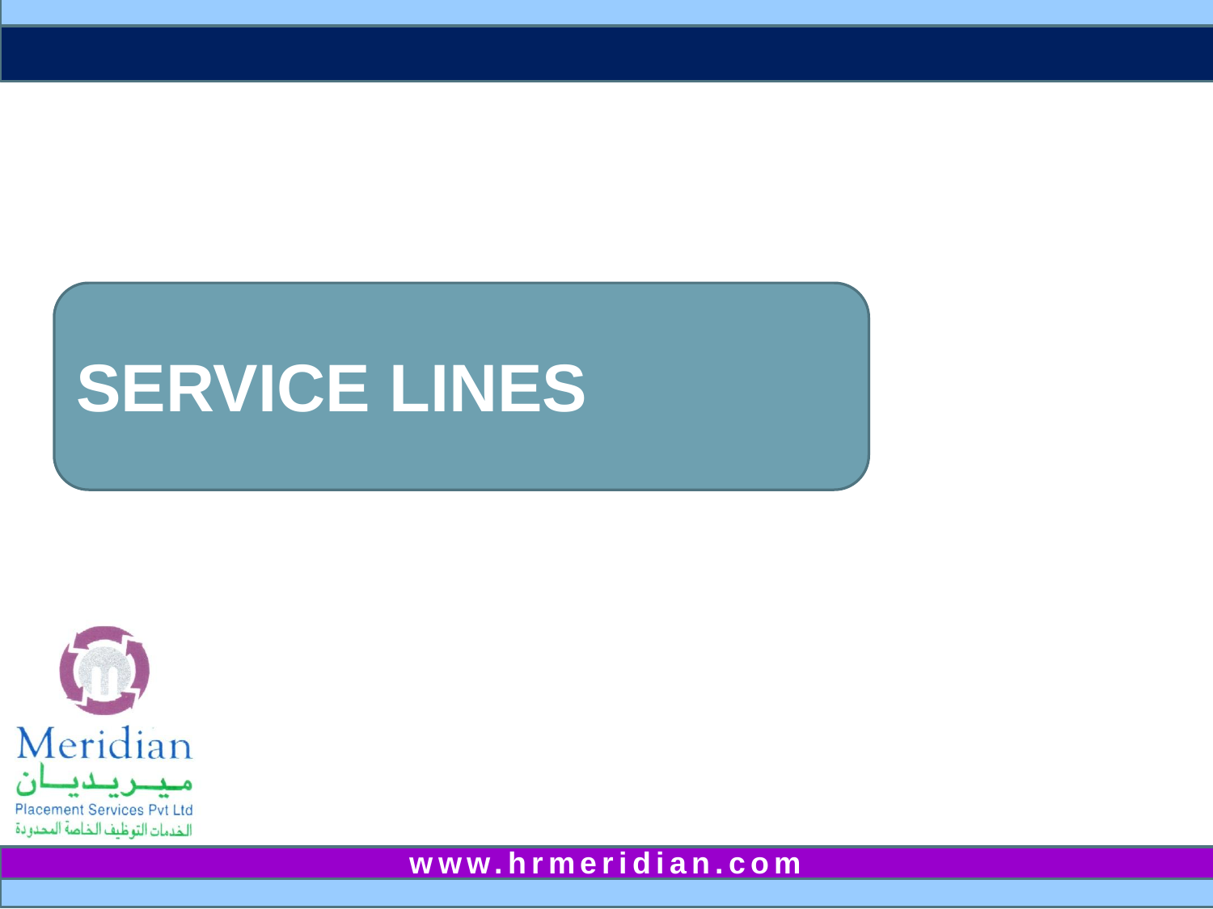# SERVICE LINES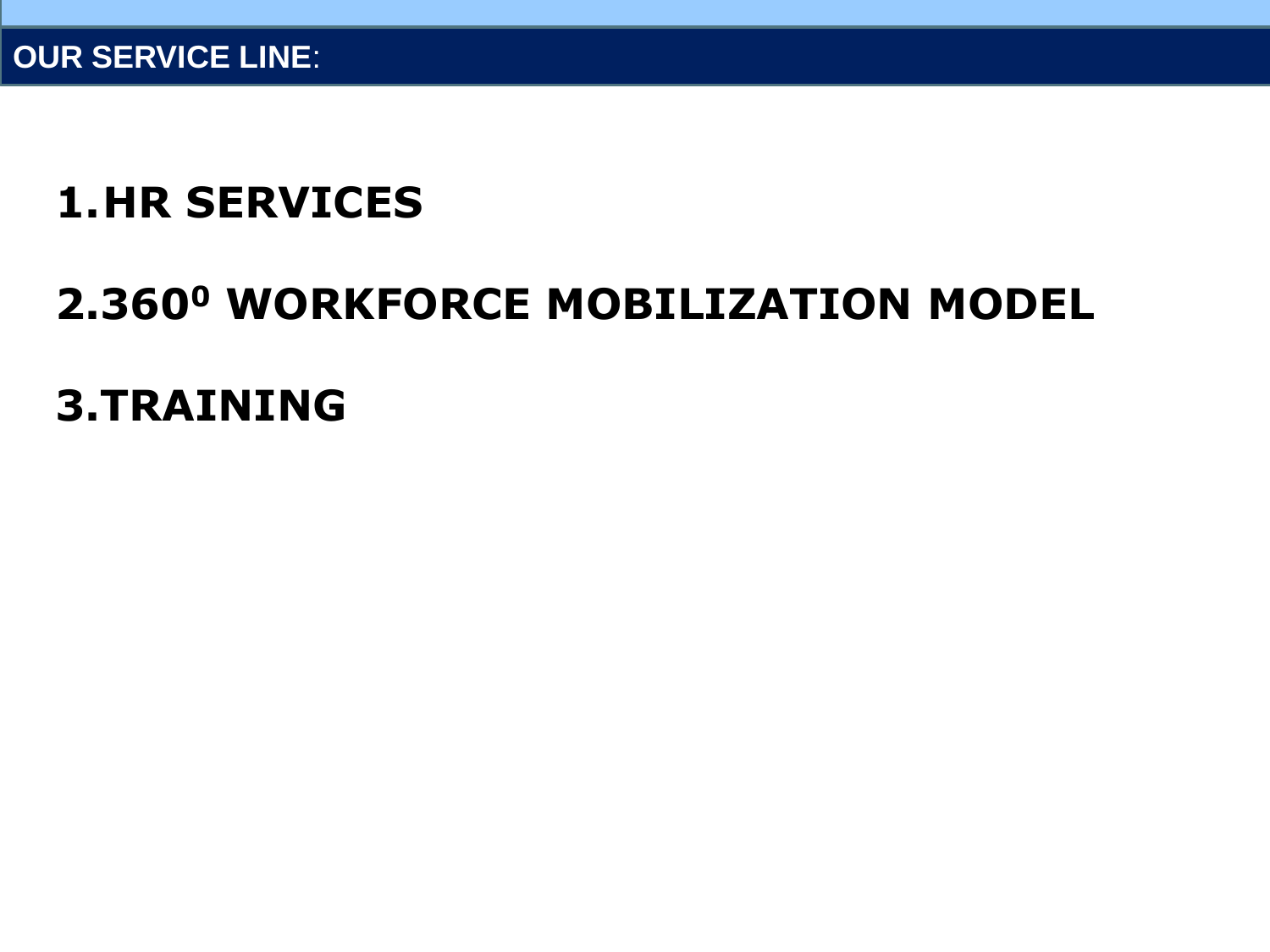## OUR SERVICE LINE:

1. **HR SERVICES**

2. **$360^0$ WORKFORCE MOBILIZATION MODEL**

3. **TRAINING**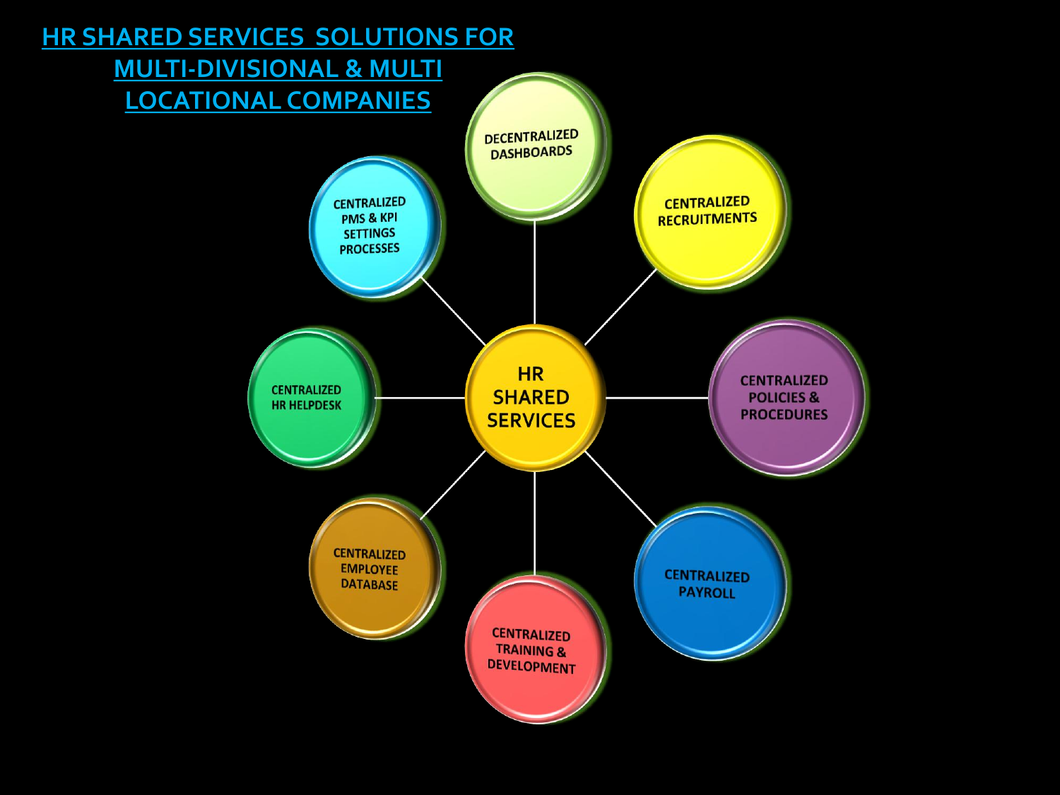# HR SHARED SERVICES SOLUTIONS FOR MULTI-DIVISIONAL & MULTI LOCATIONAL COMPANIES

**HR SHARED SERVICES**

- DECENTRALIZED DASHBOARDS
- CENTRALIZED RECRUITMENTS
- CENTRALIZED POLICIES & PROCEDURES
- CENTRALIZED PAYROLL
- CENTRALIZED TRAINING & DEVELOPMENT
- CENTRALIZED EMPLOYEE DATABASE
- CENTRALIZED HR HELPDESK
- CENTRALIZED PMS & KPI SETTINGS PROCESSES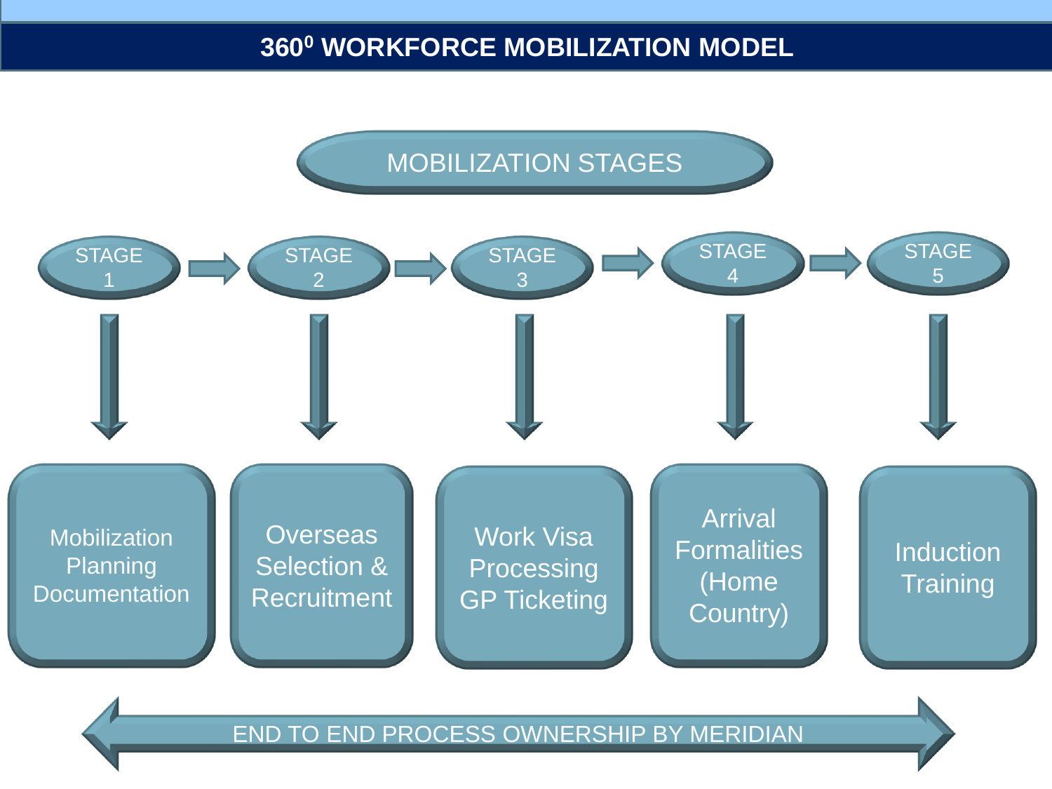# 360$^0$ WORKFORCE MOBILIZATION MODEL

## MOBILIZATION STAGES

**STAGE 1** → **STAGE 2** → **STAGE 3** → **STAGE 4** → **STAGE 5**

- **STAGE 1:** Mobilization Planning Documentation
- **STAGE 2:** Overseas Selection & Recruitment
- **STAGE 3:** Work Visa Processing GP Ticketing
- **STAGE 4:** Arrival Formalities (Home Country)
- **STAGE 5:** Induction Training

END TO END PROCESS OWNERSHIP BY MERIDIAN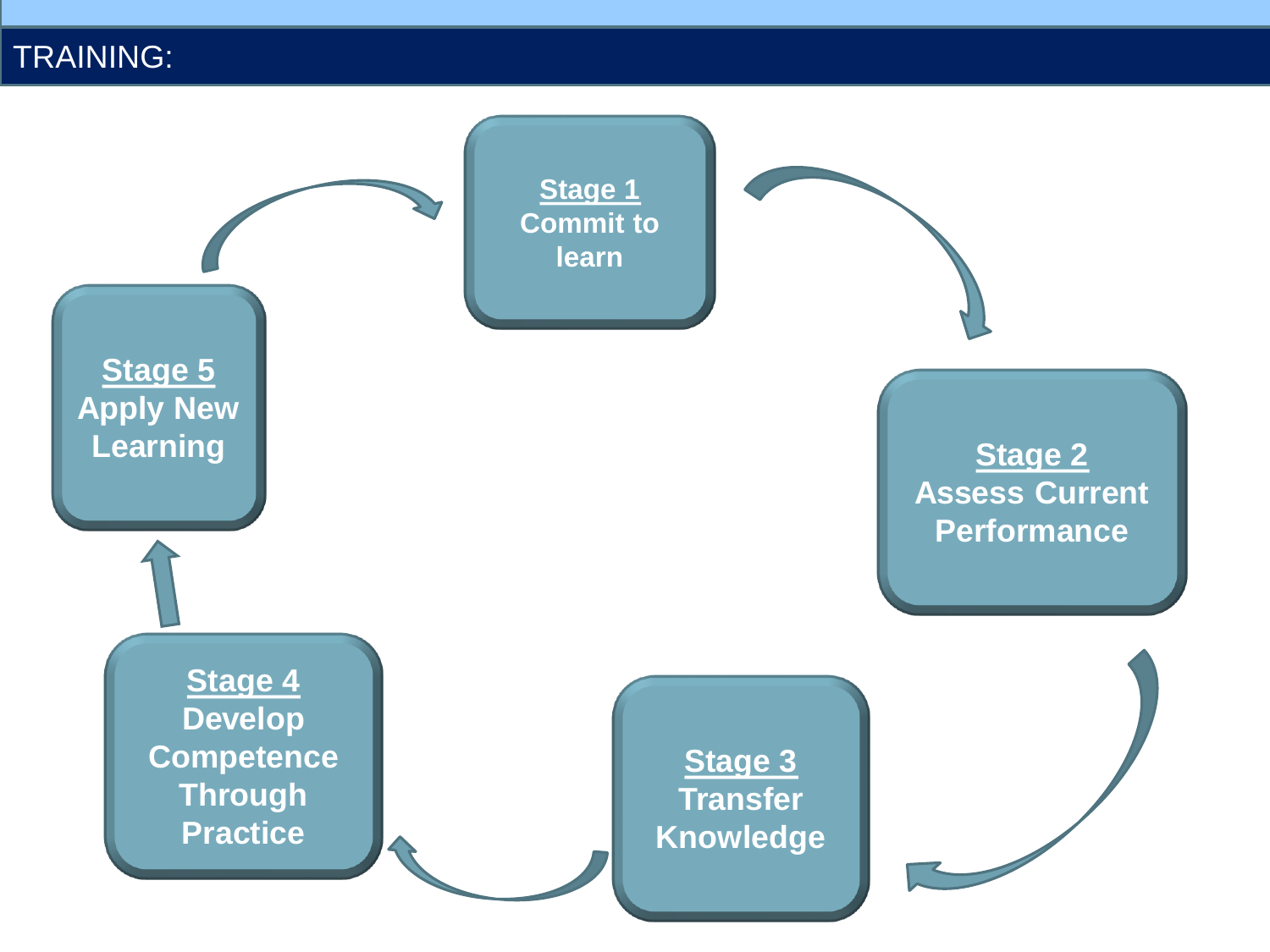# TRAINING:

**Stage 1**
**Commit to learn**

**Stage 2**
**Assess Current Performance**

**Stage 3**
**Transfer Knowledge**

**Stage 4**
**Develop Competence Through Practice**

**Stage 5**
**Apply New Learning**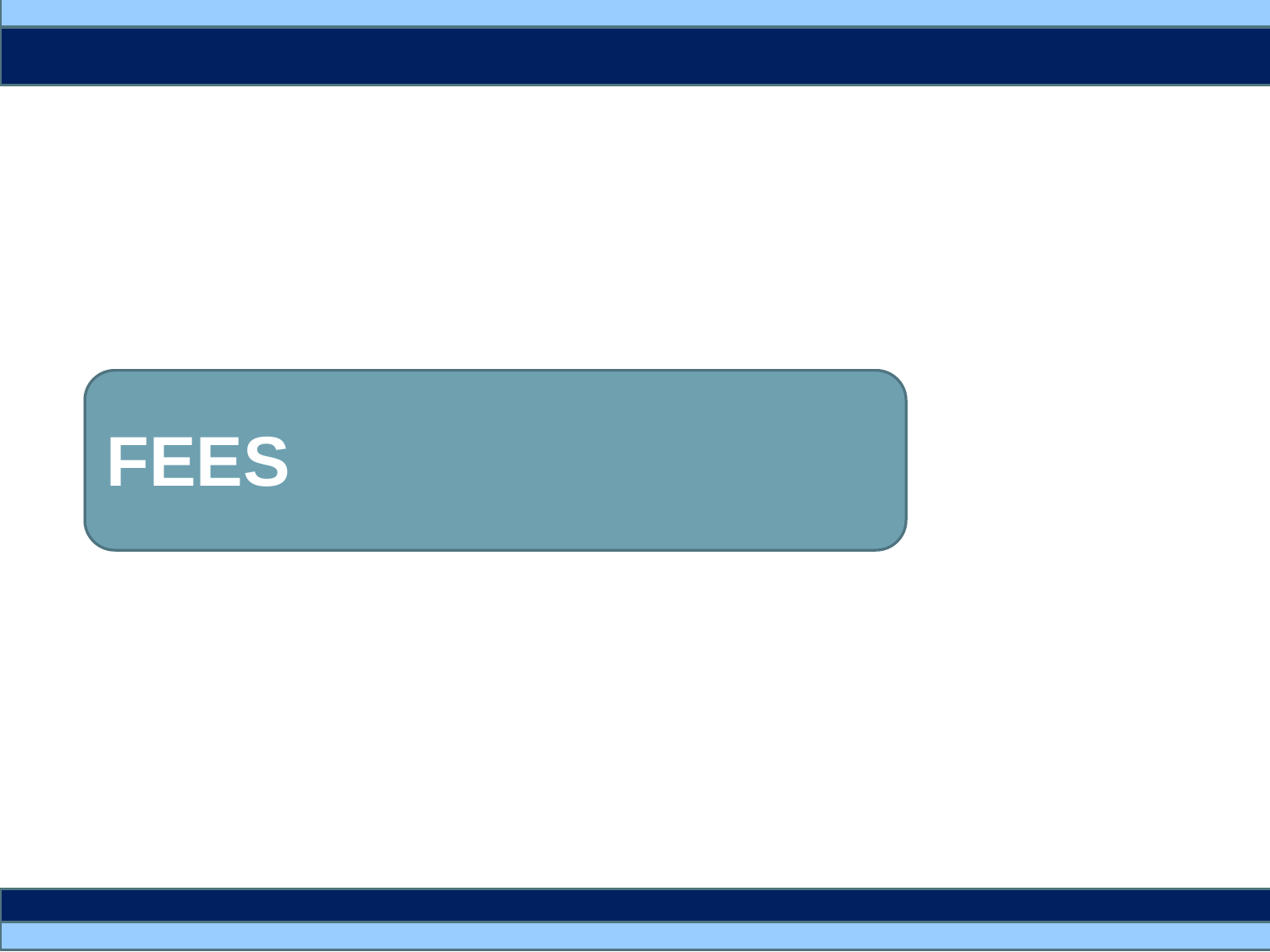# FEES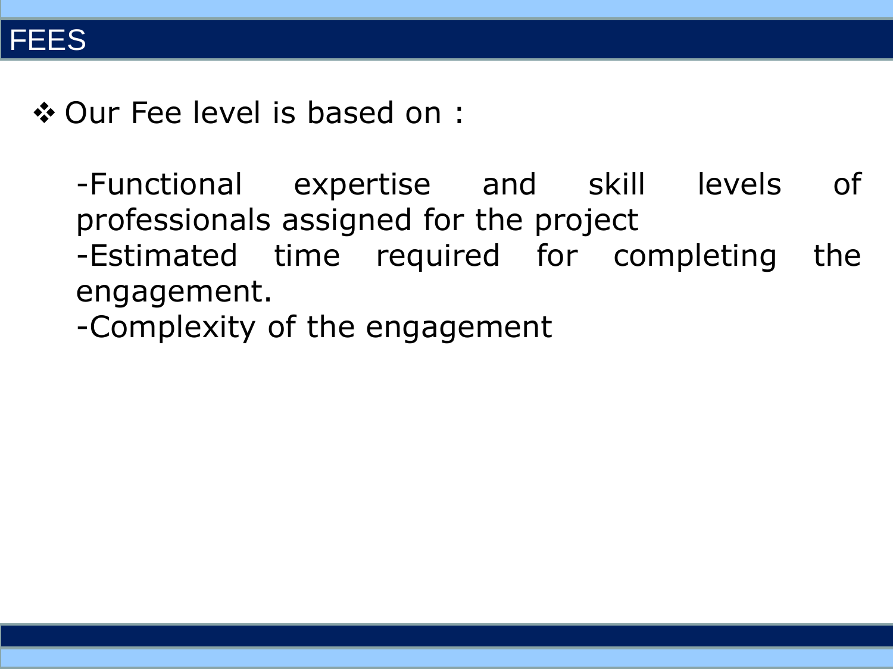# FEES

- Our Fee level is based on :

  -Functional expertise and skill levels of professionals assigned for the project
  -Estimated time required for completing the engagement.
  -Complexity of the engagement